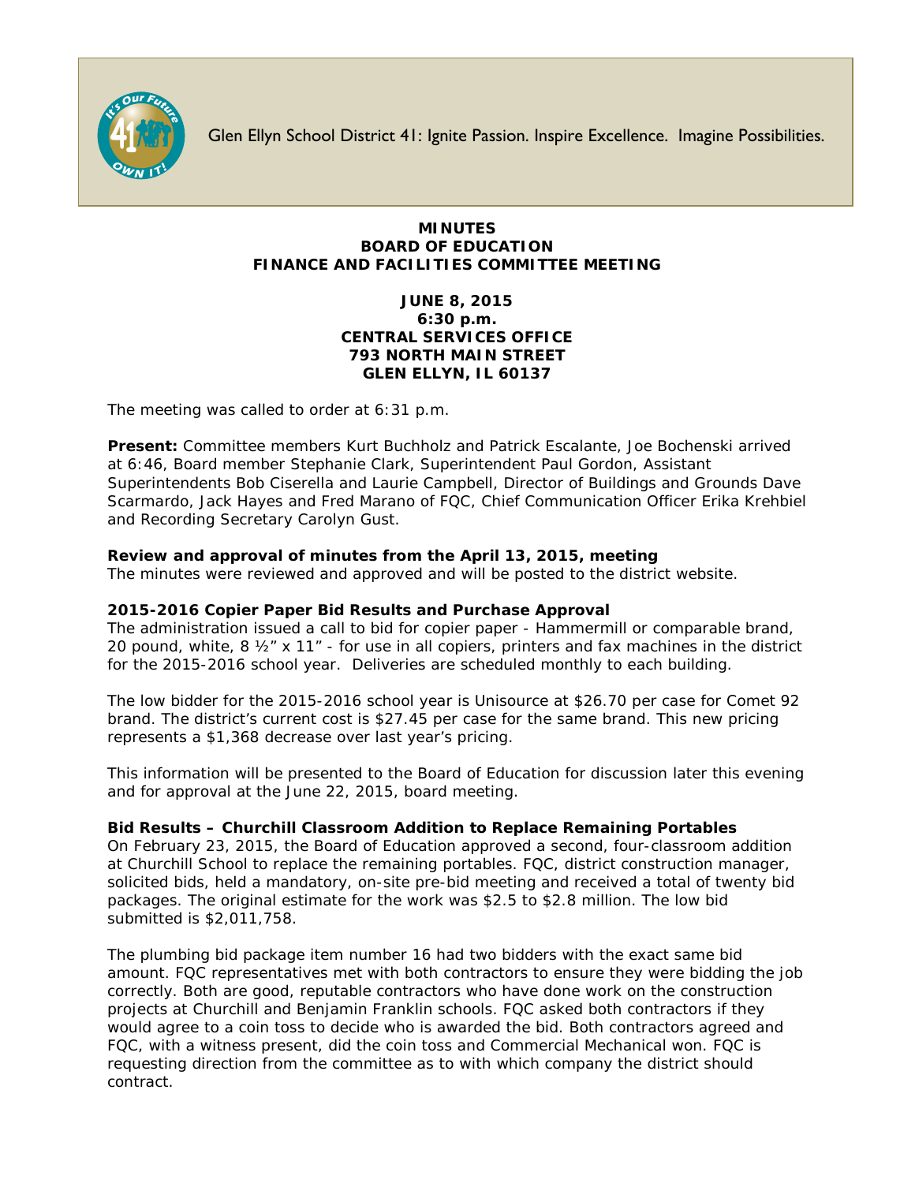Glen Ellyn School District 41: Ignite Passion. Inspire Excellence. Imagine Possibilities.

# MINUTES
# BOARD OF EDUCATION
# FINANCE AND FACILITIES COMMITTEE MEETING

**JUNE 8, 2015**
**6:30 p.m.**
**CENTRAL SERVICES OFFICE**
**793 NORTH MAIN STREET**
**GLEN ELLYN, IL 60137**

The meeting was called to order at 6:31 p.m.

**Present:** Committee members Kurt Buchholz and Patrick Escalante, Joe Bochenski arrived at 6:46, Board member Stephanie Clark, Superintendent Paul Gordon, Assistant Superintendents Bob Ciserella and Laurie Campbell, Director of Buildings and Grounds Dave Scarmardo, Jack Hayes and Fred Marano of FQC, Chief Communication Officer Erika Krehbiel and Recording Secretary Carolyn Gust.

**Review and approval of minutes from the April 13, 2015, meeting**
The minutes were reviewed and approved and will be posted to the district website.

**2015-2016 Copier Paper Bid Results and Purchase Approval**
The administration issued a call to bid for copier paper - Hammermill or comparable brand, 20 pound, white, 8 ½" x 11" - for use in all copiers, printers and fax machines in the district for the 2015-2016 school year. Deliveries are scheduled monthly to each building.

The low bidder for the 2015-2016 school year is Unisource at $26.70 per case for Comet 92 brand. The district's current cost is $27.45 per case for the same brand. This new pricing represents a $1,368 decrease over last year's pricing.

This information will be presented to the Board of Education for discussion later this evening and for approval at the June 22, 2015, board meeting.

**Bid Results – Churchill Classroom Addition to Replace Remaining Portables**
On February 23, 2015, the Board of Education approved a second, four-classroom addition at Churchill School to replace the remaining portables. FQC, district construction manager, solicited bids, held a mandatory, on-site pre-bid meeting and received a total of twenty bid packages. The original estimate for the work was $2.5 to $2.8 million. The low bid submitted is $2,011,758.

The plumbing bid package item number 16 had two bidders with the exact same bid amount. FQC representatives met with both contractors to ensure they were bidding the job correctly. Both are good, reputable contractors who have done work on the construction projects at Churchill and Benjamin Franklin schools. FQC asked both contractors if they would agree to a coin toss to decide who is awarded the bid. Both contractors agreed and FQC, with a witness present, did the coin toss and Commercial Mechanical won. FQC is requesting direction from the committee as to with which company the district should contract.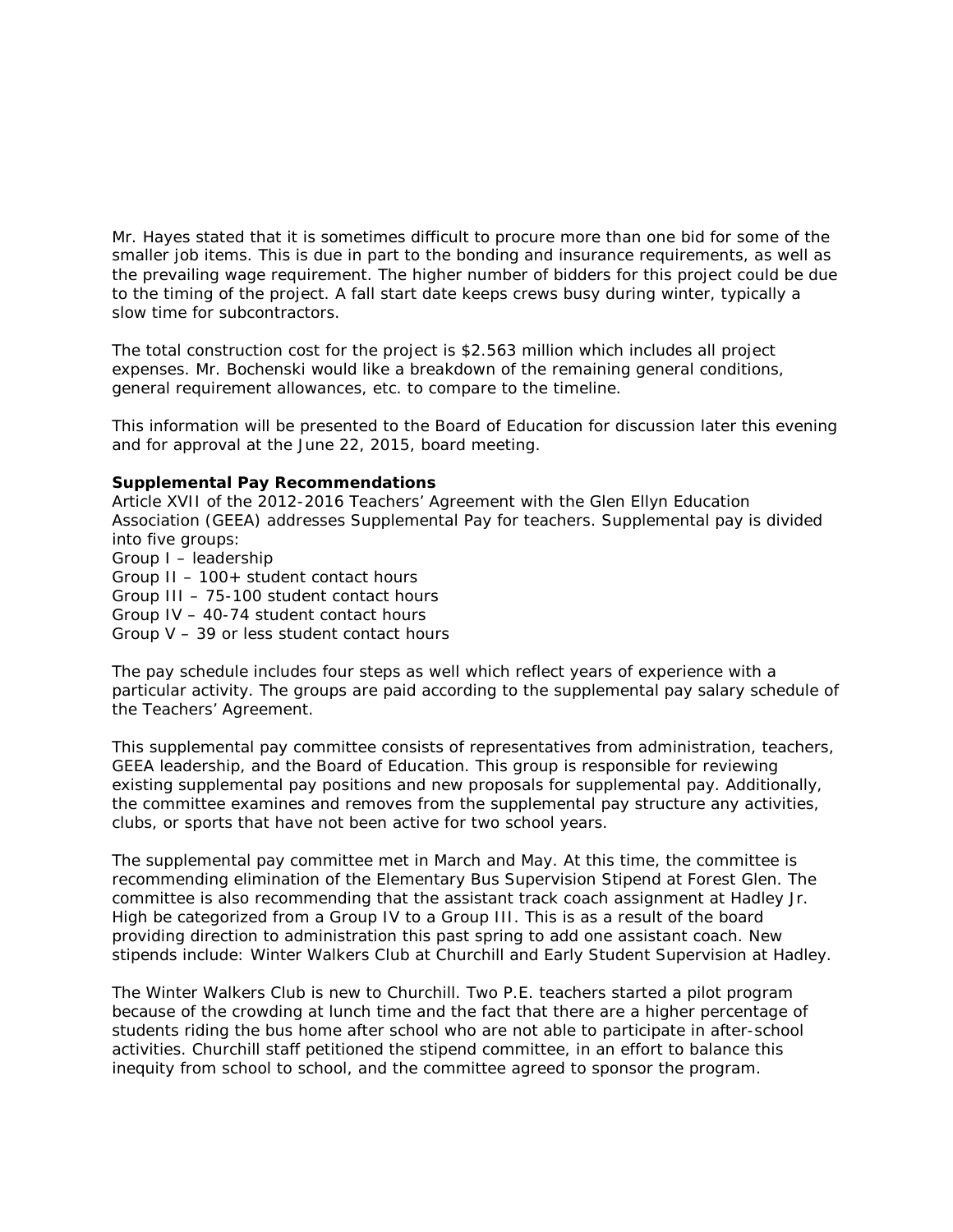Mr. Hayes stated that it is sometimes difficult to procure more than one bid for some of the smaller job items. This is due in part to the bonding and insurance requirements, as well as the prevailing wage requirement. The higher number of bidders for this project could be due to the timing of the project. A fall start date keeps crews busy during winter, typically a slow time for subcontractors.

The total construction cost for the project is $2.563 million which includes all project expenses. Mr. Bochenski would like a breakdown of the remaining general conditions, general requirement allowances, etc. to compare to the timeline.

This information will be presented to the Board of Education for discussion later this evening and for approval at the June 22, 2015, board meeting.

**Supplemental Pay Recommendations**

Article XVII of the 2012-2016 Teachers' Agreement with the Glen Ellyn Education Association (GEEA) addresses Supplemental Pay for teachers. Supplemental pay is divided into five groups:

Group I – leadership
Group II – 100+ student contact hours
Group III – 75-100 student contact hours
Group IV – 40-74 student contact hours
Group V – 39 or less student contact hours

The pay schedule includes four steps as well which reflect years of experience with a particular activity. The groups are paid according to the supplemental pay salary schedule of the Teachers' Agreement.

This supplemental pay committee consists of representatives from administration, teachers, GEEA leadership, and the Board of Education. This group is responsible for reviewing existing supplemental pay positions and new proposals for supplemental pay. Additionally, the committee examines and removes from the supplemental pay structure any activities, clubs, or sports that have not been active for two school years.

The supplemental pay committee met in March and May. At this time, the committee is recommending elimination of the Elementary Bus Supervision Stipend at Forest Glen. The committee is also recommending that the assistant track coach assignment at Hadley Jr. High be categorized from a Group IV to a Group III. This is as a result of the board providing direction to administration this past spring to add one assistant coach. New stipends include: Winter Walkers Club at Churchill and Early Student Supervision at Hadley.

The Winter Walkers Club is new to Churchill. Two P.E. teachers started a pilot program because of the crowding at lunch time and the fact that there are a higher percentage of students riding the bus home after school who are not able to participate in after-school activities. Churchill staff petitioned the stipend committee, in an effort to balance this inequity from school to school, and the committee agreed to sponsor the program.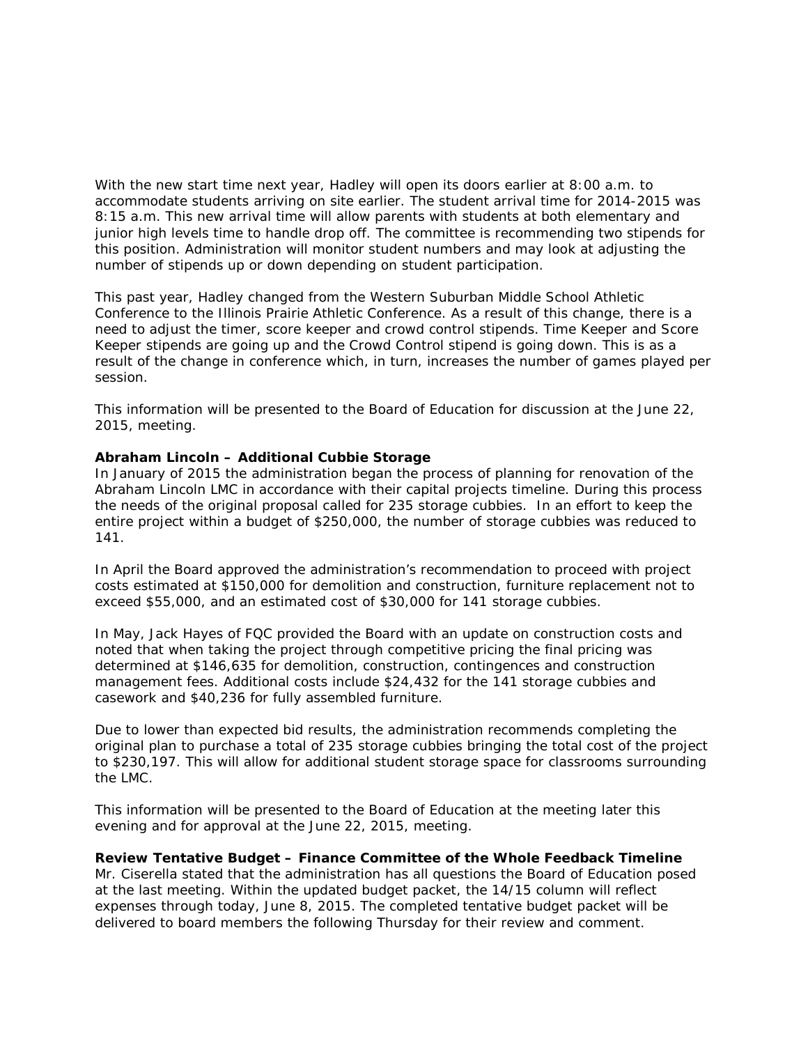With the new start time next year, Hadley will open its doors earlier at 8:00 a.m. to accommodate students arriving on site earlier. The student arrival time for 2014-2015 was 8:15 a.m. This new arrival time will allow parents with students at both elementary and junior high levels time to handle drop off. The committee is recommending two stipends for this position. Administration will monitor student numbers and may look at adjusting the number of stipends up or down depending on student participation.

This past year, Hadley changed from the Western Suburban Middle School Athletic Conference to the Illinois Prairie Athletic Conference. As a result of this change, there is a need to adjust the timer, score keeper and crowd control stipends. Time Keeper and Score Keeper stipends are going up and the Crowd Control stipend is going down. This is as a result of the change in conference which, in turn, increases the number of games played per session.

This information will be presented to the Board of Education for discussion at the June 22, 2015, meeting.

**Abraham Lincoln – Additional Cubbie Storage**

In January of 2015 the administration began the process of planning for renovation of the Abraham Lincoln LMC in accordance with their capital projects timeline. During this process the needs of the original proposal called for 235 storage cubbies. In an effort to keep the entire project within a budget of $250,000, the number of storage cubbies was reduced to 141.

In April the Board approved the administration's recommendation to proceed with project costs estimated at $150,000 for demolition and construction, furniture replacement not to exceed $55,000, and an estimated cost of $30,000 for 141 storage cubbies.

In May, Jack Hayes of FQC provided the Board with an update on construction costs and noted that when taking the project through competitive pricing the final pricing was determined at $146,635 for demolition, construction, contingences and construction management fees. Additional costs include $24,432 for the 141 storage cubbies and casework and $40,236 for fully assembled furniture.

Due to lower than expected bid results, the administration recommends completing the original plan to purchase a total of 235 storage cubbies bringing the total cost of the project to $230,197. This will allow for additional student storage space for classrooms surrounding the LMC.

This information will be presented to the Board of Education at the meeting later this evening and for approval at the June 22, 2015, meeting.

**Review Tentative Budget – Finance Committee of the Whole Feedback Timeline**

Mr. Ciserella stated that the administration has all questions the Board of Education posed at the last meeting. Within the updated budget packet, the 14/15 column will reflect expenses through today, June 8, 2015. The completed tentative budget packet will be delivered to board members the following Thursday for their review and comment.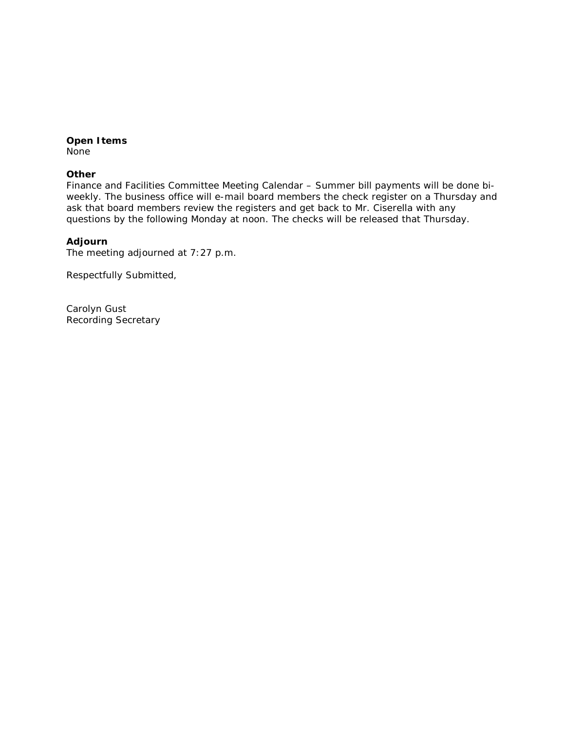**Open Items**
None

**Other**
Finance and Facilities Committee Meeting Calendar – Summer bill payments will be done bi-weekly. The business office will e-mail board members the check register on a Thursday and ask that board members review the registers and get back to Mr. Ciserella with any questions by the following Monday at noon. The checks will be released that Thursday.

**Adjourn**
The meeting adjourned at 7:27 p.m.

Respectfully Submitted,

Carolyn Gust
Recording Secretary